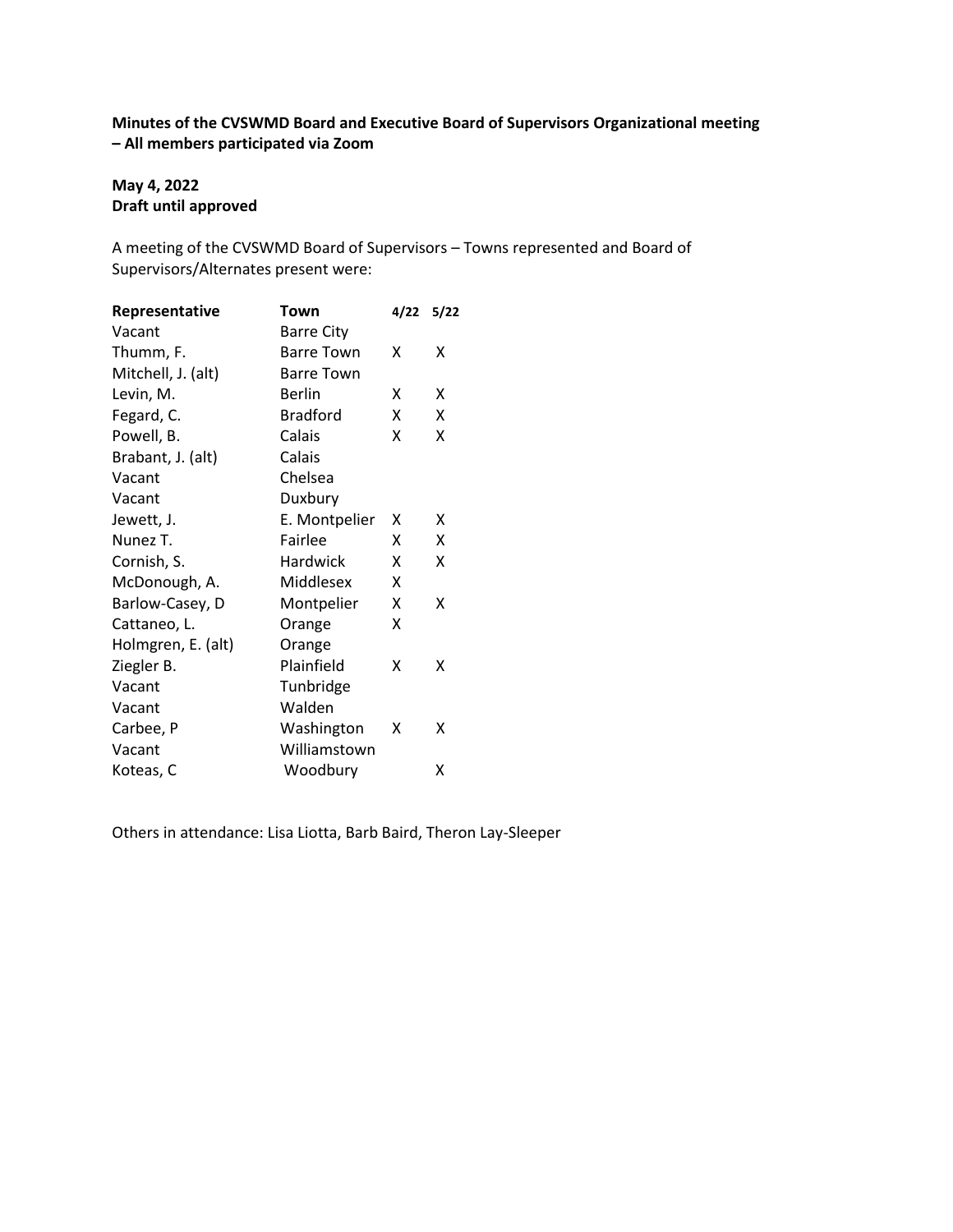**Minutes of the CVSWMD Board and Executive Board of Supervisors Organizational meeting – All members participated via Zoom**

**May 4, 2022**
**Draft until approved**

A meeting of the CVSWMD Board of Supervisors – Towns represented and Board of Supervisors/Alternates present were:

| Representative | Town | 4/22 | 5/22 |
|---|---|---|---|
| Vacant | Barre City | | |
| Thumm, F. | Barre Town | X | X |
| Mitchell, J. (alt) | Barre Town | | |
| Levin, M. | Berlin | X | X |
| Fegard, C. | Bradford | X | X |
| Powell, B. | Calais | X | X |
| Brabant, J. (alt) | Calais | | |
| Vacant | Chelsea | | |
| Vacant | Duxbury | | |
| Jewett, J. | E. Montpelier | X | X |
| Nunez T. | Fairlee | X | X |
| Cornish, S. | Hardwick | X | X |
| McDonough, A. | Middlesex | X | |
| Barlow-Casey, D | Montpelier | X | X |
| Cattaneo, L. | Orange | X | |
| Holmgren, E. (alt) | Orange | | |
| Ziegler B. | Plainfield | X | X |
| Vacant | Tunbridge | | |
| Vacant | Walden | | |
| Carbee, P | Washington | X | X |
| Vacant | Williamstown | | |
| Koteas, C | Woodbury | | X |

Others in attendance: Lisa Liotta, Barb Baird, Theron Lay-Sleeper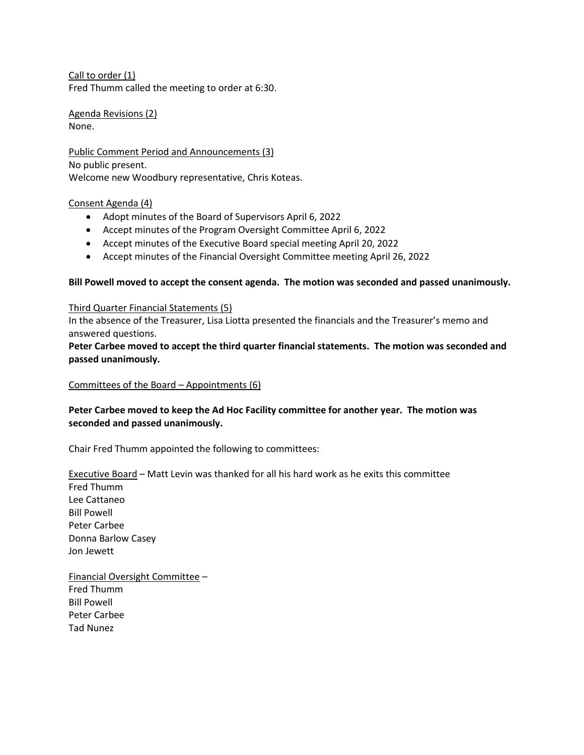Call to order (1)

Fred Thumm called the meeting to order at 6:30.

Agenda Revisions (2)

None.

Public Comment Period and Announcements (3)

No public present.

Welcome new Woodbury representative, Chris Koteas.

Consent Agenda (4)

- Adopt minutes of the Board of Supervisors April 6, 2022
- Accept minutes of the Program Oversight Committee April 6, 2022
- Accept minutes of the Executive Board special meeting April 20, 2022
- Accept minutes of the Financial Oversight Committee meeting April 26, 2022

**Bill Powell moved to accept the consent agenda. The motion was seconded and passed unanimously.**

Third Quarter Financial Statements (5)

In the absence of the Treasurer, Lisa Liotta presented the financials and the Treasurer's memo and answered questions.

**Peter Carbee moved to accept the third quarter financial statements. The motion was seconded and passed unanimously.**

Committees of the Board – Appointments (6)

**Peter Carbee moved to keep the Ad Hoc Facility committee for another year. The motion was seconded and passed unanimously.**

Chair Fred Thumm appointed the following to committees:

Executive Board – Matt Levin was thanked for all his hard work as he exits this committee

Fred Thumm  
Lee Cattaneo  
Bill Powell  
Peter Carbee  
Donna Barlow Casey  
Jon Jewett

Financial Oversight Committee –

Fred Thumm  
Bill Powell  
Peter Carbee  
Tad Nunez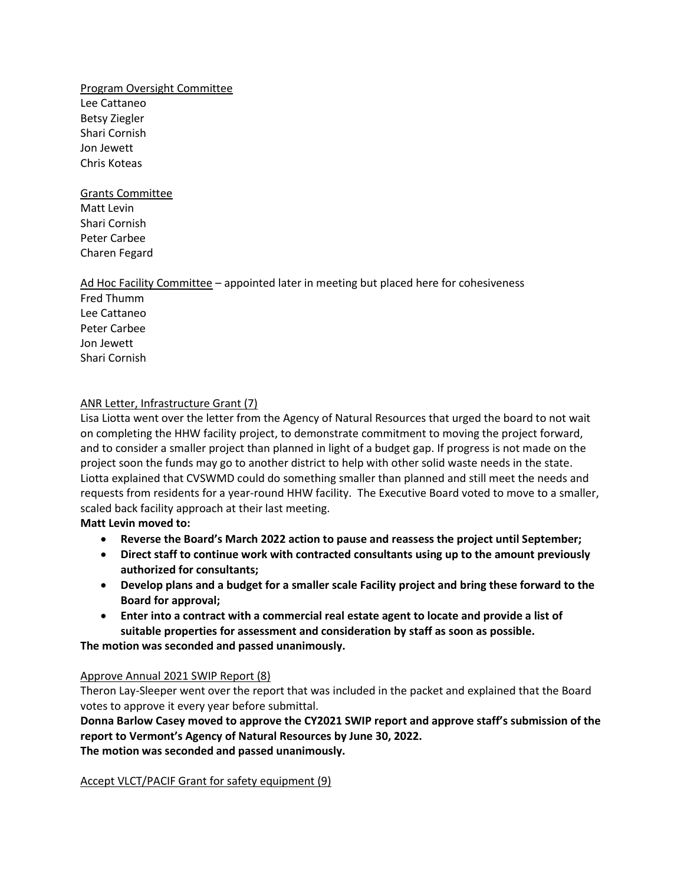Program Oversight Committee
Lee Cattaneo
Betsy Ziegler
Shari Cornish
Jon Jewett
Chris Koteas

Grants Committee
Matt Levin
Shari Cornish
Peter Carbee
Charen Fegard

Ad Hoc Facility Committee – appointed later in meeting but placed here for cohesiveness
Fred Thumm
Lee Cattaneo
Peter Carbee
Jon Jewett
Shari Cornish

ANR Letter, Infrastructure Grant (7)

Lisa Liotta went over the letter from the Agency of Natural Resources that urged the board to not wait on completing the HHW facility project, to demonstrate commitment to moving the project forward, and to consider a smaller project than planned in light of a budget gap. If progress is not made on the project soon the funds may go to another district to help with other solid waste needs in the state. Liotta explained that CVSWMD could do something smaller than planned and still meet the needs and requests from residents for a year-round HHW facility. The Executive Board voted to move to a smaller, scaled back facility approach at their last meeting.

**Matt Levin moved to:**

- **Reverse the Board's March 2022 action to pause and reassess the project until September;**
- **Direct staff to continue work with contracted consultants using up to the amount previously authorized for consultants;**
- **Develop plans and a budget for a smaller scale Facility project and bring these forward to the Board for approval;**
- **Enter into a contract with a commercial real estate agent to locate and provide a list of suitable properties for assessment and consideration by staff as soon as possible.**

**The motion was seconded and passed unanimously.**

Approve Annual 2021 SWIP Report (8)

Theron Lay-Sleeper went over the report that was included in the packet and explained that the Board votes to approve it every year before submittal.

**Donna Barlow Casey moved to approve the CY2021 SWIP report and approve staff's submission of the report to Vermont's Agency of Natural Resources by June 30, 2022.**

**The motion was seconded and passed unanimously.**

Accept VLCT/PACIF Grant for safety equipment (9)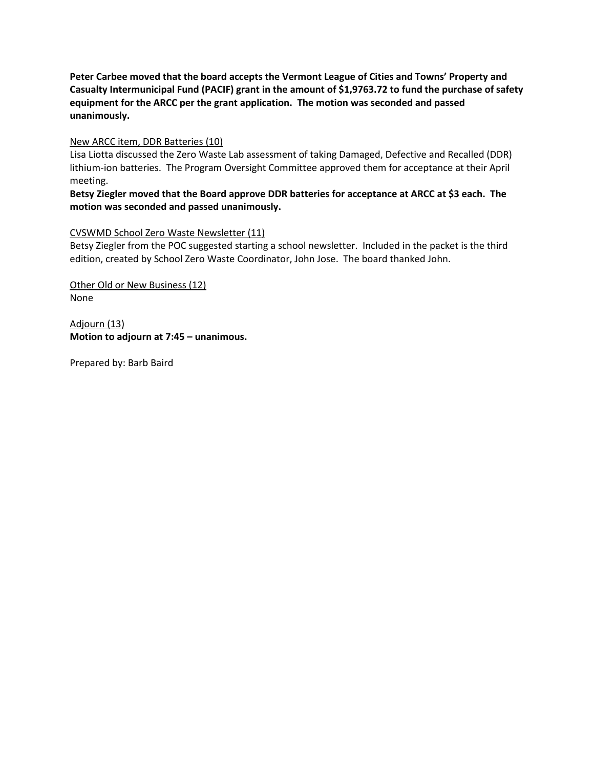**Peter Carbee moved that the board accepts the Vermont League of Cities and Towns' Property and Casualty Intermunicipal Fund (PACIF) grant in the amount of $1,9763.72 to fund the purchase of safety equipment for the ARCC per the grant application. The motion was seconded and passed unanimously.**

<u>New ARCC item, DDR Batteries (10)</u>

Lisa Liotta discussed the Zero Waste Lab assessment of taking Damaged, Defective and Recalled (DDR) lithium-ion batteries. The Program Oversight Committee approved them for acceptance at their April meeting.

**Betsy Ziegler moved that the Board approve DDR batteries for acceptance at ARCC at $3 each. The motion was seconded and passed unanimously.**

<u>CVSWMD School Zero Waste Newsletter (11)</u>

Betsy Ziegler from the POC suggested starting a school newsletter. Included in the packet is the third edition, created by School Zero Waste Coordinator, John Jose. The board thanked John.

<u>Other Old or New Business (12)</u>

None

<u>Adjourn (13)</u>

**Motion to adjourn at 7:45 – unanimous.**

Prepared by: Barb Baird